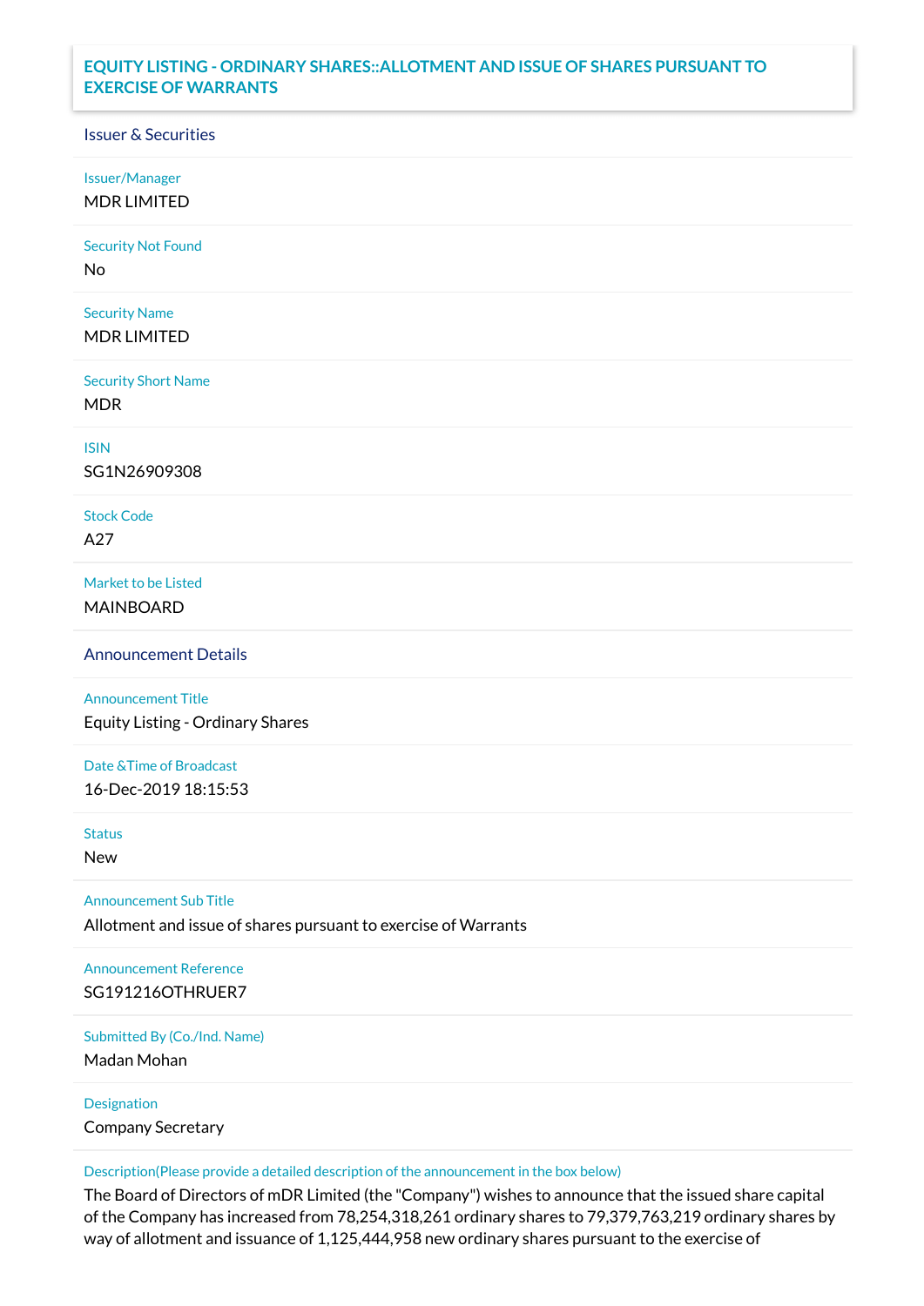# EQUITY LISTING - ORDINARY SHARES::ALLOTMENT AND ISSUE OF SHARES PURSUANT TO EXERCISE OF WARRANTS

## Issuer & Securities

Issuer/Manager

MDR LIMITED

Security Not Found

No

Security Name

MDR LIMITED

Security Short Name

MDR

ISIN

SG1N26909308

Stock Code

A27

Market to be Listed

MAINBOARD

## Announcement Details

Announcement Title

Equity Listing - Ordinary Shares

Date &Time of Broadcast

16-Dec-2019 18:15:53

Status

New

Announcement Sub Title

Allotment and issue of shares pursuant to exercise of Warrants

Announcement Reference

SG191216OTHRUER7

Submitted By (Co./Ind. Name)

Madan Mohan

Designation

Company Secretary

Description(Please provide a detailed description of the announcement in the box below)

The Board of Directors of mDR Limited (the "Company") wishes to announce that the issued share capital of the Company has increased from 78,254,318,261 ordinary shares to 79,379,763,219 ordinary shares by way of allotment and issuance of 1,125,444,958 new ordinary shares pursuant to the exercise of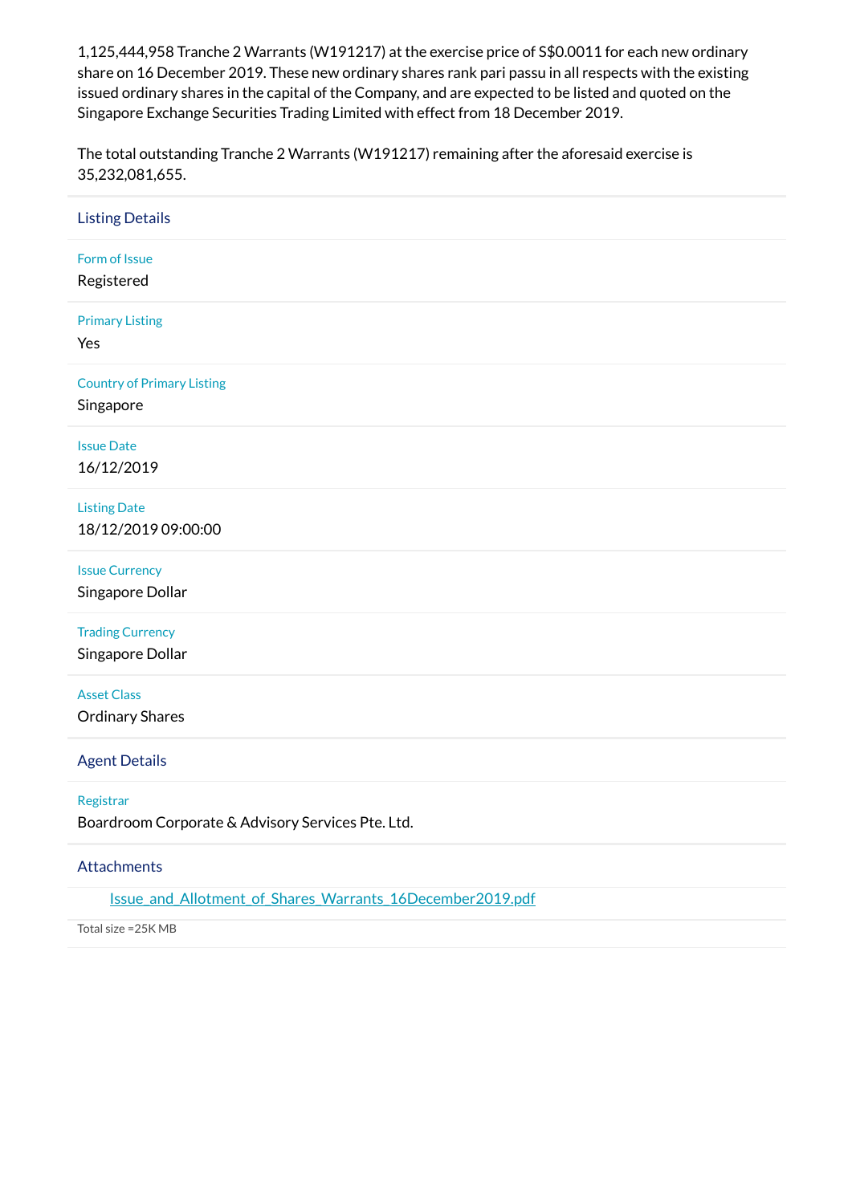1,125,444,958 Tranche 2 Warrants (W191217) at the exercise price of S$0.0011 for each new ordinary share on 16 December 2019. These new ordinary shares rank pari passu in all respects with the existing issued ordinary shares in the capital of the Company, and are expected to be listed and quoted on the Singapore Exchange Securities Trading Limited with effect from 18 December 2019.

The total outstanding Tranche 2 Warrants (W191217) remaining after the aforesaid exercise is 35,232,081,655.

## Listing Details

Form of Issue
Registered

Primary Listing
Yes

Country of Primary Listing
Singapore

Issue Date
16/12/2019

Listing Date
18/12/2019 09:00:00

Issue Currency
Singapore Dollar

Trading Currency
Singapore Dollar

Asset Class
Ordinary Shares

## Agent Details

Registrar
Boardroom Corporate & Advisory Services Pte. Ltd.

## Attachments

Issue_and_Allotment_of_Shares_Warrants_16December2019.pdf

Total size =25K MB